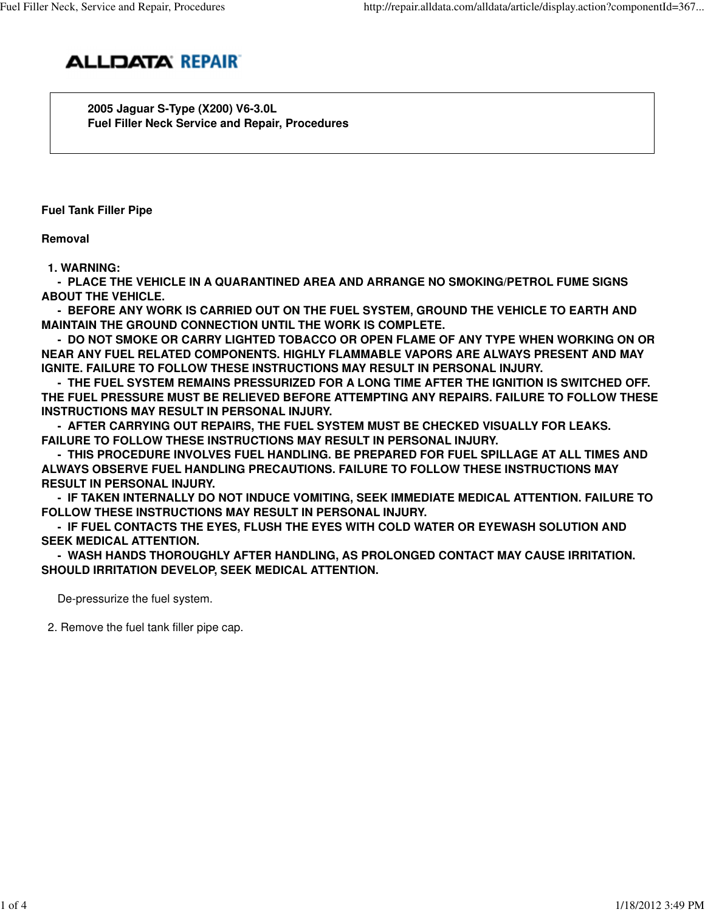**2005 Jaguar S-Type (X200) V6-3.0L**
**Fuel Filler Neck Service and Repair, Procedures**

## Fuel Tank Filler Pipe

### Removal

1. **WARNING:**
   - **PLACE THE VEHICLE IN A QUARANTINED AREA AND ARRANGE NO SMOKING/PETROL FUME SIGNS ABOUT THE VEHICLE.**
   - **BEFORE ANY WORK IS CARRIED OUT ON THE FUEL SYSTEM, GROUND THE VEHICLE TO EARTH AND MAINTAIN THE GROUND CONNECTION UNTIL THE WORK IS COMPLETE.**
   - **DO NOT SMOKE OR CARRY LIGHTED TOBACCO OR OPEN FLAME OF ANY TYPE WHEN WORKING ON OR NEAR ANY FUEL RELATED COMPONENTS. HIGHLY FLAMMABLE VAPORS ARE ALWAYS PRESENT AND MAY IGNITE. FAILURE TO FOLLOW THESE INSTRUCTIONS MAY RESULT IN PERSONAL INJURY.**
   - **THE FUEL SYSTEM REMAINS PRESSURIZED FOR A LONG TIME AFTER THE IGNITION IS SWITCHED OFF. THE FUEL PRESSURE MUST BE RELIEVED BEFORE ATTEMPTING ANY REPAIRS. FAILURE TO FOLLOW THESE INSTRUCTIONS MAY RESULT IN PERSONAL INJURY.**
   - **AFTER CARRYING OUT REPAIRS, THE FUEL SYSTEM MUST BE CHECKED VISUALLY FOR LEAKS. FAILURE TO FOLLOW THESE INSTRUCTIONS MAY RESULT IN PERSONAL INJURY.**
   - **THIS PROCEDURE INVOLVES FUEL HANDLING. BE PREPARED FOR FUEL SPILLAGE AT ALL TIMES AND ALWAYS OBSERVE FUEL HANDLING PRECAUTIONS. FAILURE TO FOLLOW THESE INSTRUCTIONS MAY RESULT IN PERSONAL INJURY.**
   - **IF TAKEN INTERNALLY DO NOT INDUCE VOMITING, SEEK IMMEDIATE MEDICAL ATTENTION. FAILURE TO FOLLOW THESE INSTRUCTIONS MAY RESULT IN PERSONAL INJURY.**
   - **IF FUEL CONTACTS THE EYES, FLUSH THE EYES WITH COLD WATER OR EYEWASH SOLUTION AND SEEK MEDICAL ATTENTION.**
   - **WASH HANDS THOROUGHLY AFTER HANDLING, AS PROLONGED CONTACT MAY CAUSE IRRITATION. SHOULD IRRITATION DEVELOP, SEEK MEDICAL ATTENTION.**

   De-pressurize the fuel system.

2. Remove the fuel tank filler pipe cap.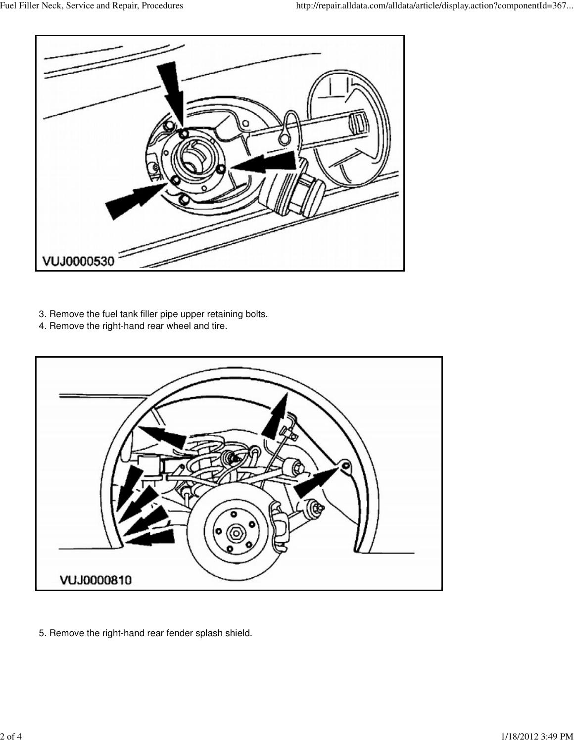VUJ0000530

3. Remove the fuel tank filler pipe upper retaining bolts.
4. Remove the right-hand rear wheel and tire.

VUJ0000810

5. Remove the right-hand rear fender splash shield.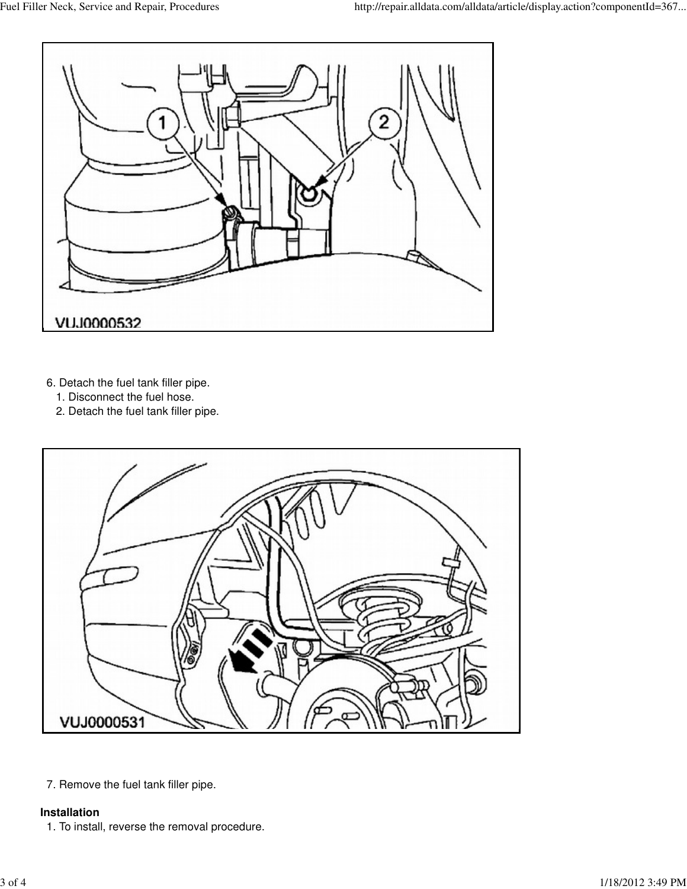VUJ0000532

6. Detach the fuel tank filler pipe.
   1. Disconnect the fuel hose.
   2. Detach the fuel tank filler pipe.

VUJ0000531

7. Remove the fuel tank filler pipe.

**Installation**

1. To install, reverse the removal procedure.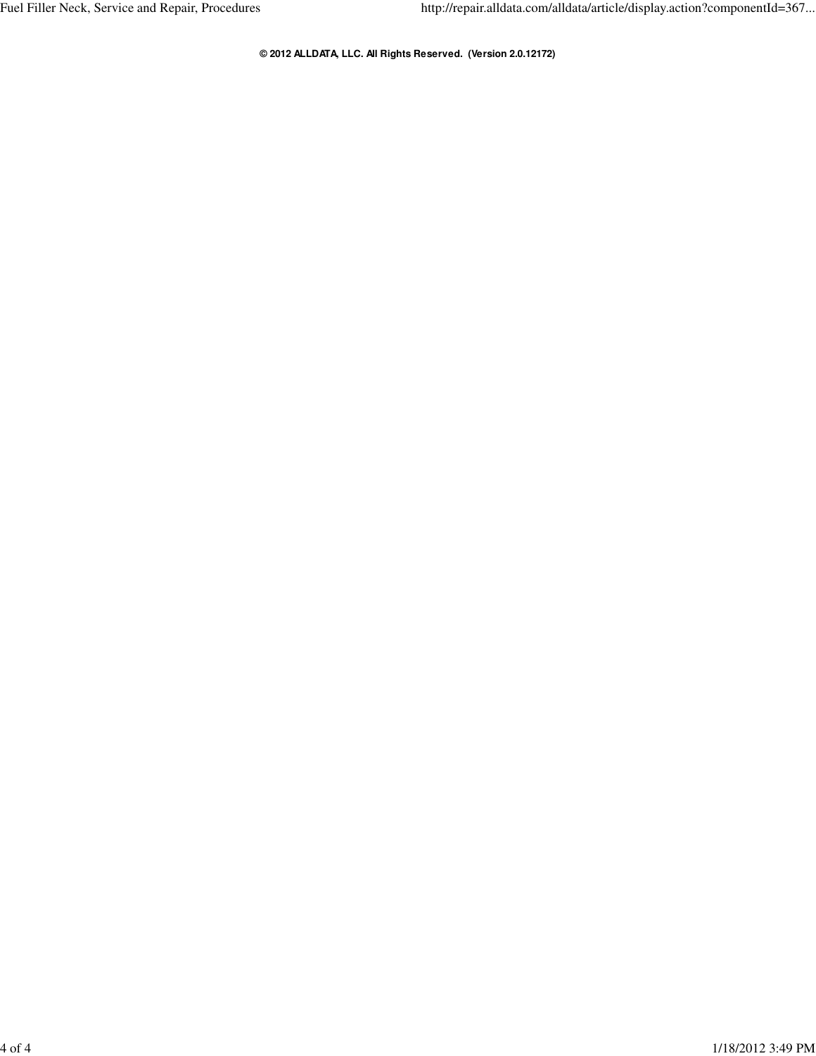**© 2012 ALLDATA, LLC. All Rights Reserved. (Version 2.0.12172)**